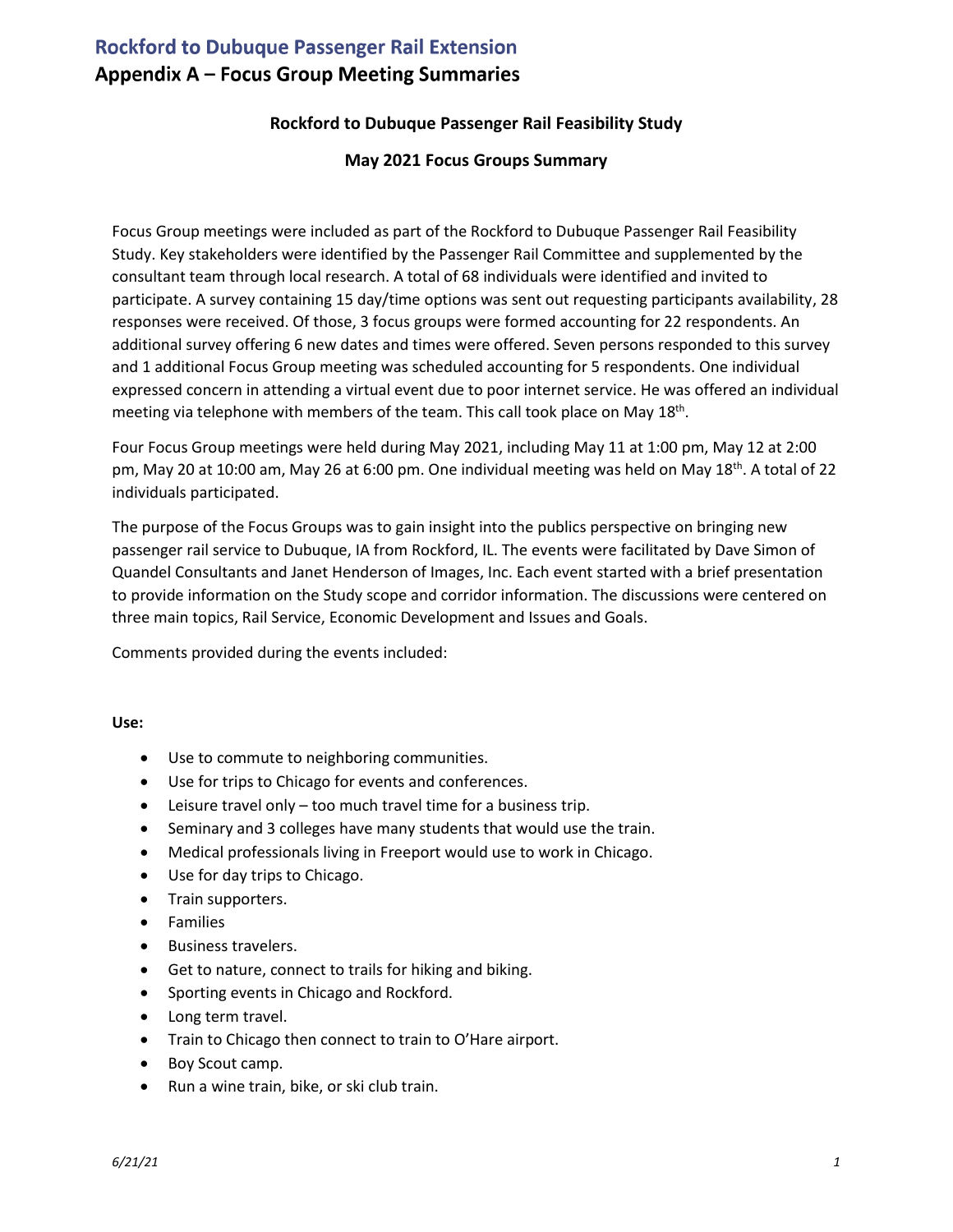# Rockford to Dubuque Passenger Rail Extension

## Appendix A – Focus Group Meeting Summaries

### Rockford to Dubuque Passenger Rail Feasibility Study

### May 2021 Focus Groups Summary

Focus Group meetings were included as part of the Rockford to Dubuque Passenger Rail Feasibility Study. Key stakeholders were identified by the Passenger Rail Committee and supplemented by the consultant team through local research. A total of 68 individuals were identified and invited to participate. A survey containing 15 day/time options was sent out requesting participants availability, 28 responses were received. Of those, 3 focus groups were formed accounting for 22 respondents. An additional survey offering 6 new dates and times were offered. Seven persons responded to this survey and 1 additional Focus Group meeting was scheduled accounting for 5 respondents. One individual expressed concern in attending a virtual event due to poor internet service. He was offered an individual meeting via telephone with members of the team. This call took place on May 18th.

Four Focus Group meetings were held during May 2021, including May 11 at 1:00 pm, May 12 at 2:00 pm, May 20 at 10:00 am, May 26 at 6:00 pm. One individual meeting was held on May 18th. A total of 22 individuals participated.

The purpose of the Focus Groups was to gain insight into the publics perspective on bringing new passenger rail service to Dubuque, IA from Rockford, IL. The events were facilitated by Dave Simon of Quandel Consultants and Janet Henderson of Images, Inc. Each event started with a brief presentation to provide information on the Study scope and corridor information. The discussions were centered on three main topics, Rail Service, Economic Development and Issues and Goals.

Comments provided during the events included:

**Use:**

- Use to commute to neighboring communities.
- Use for trips to Chicago for events and conferences.
- Leisure travel only – too much travel time for a business trip.
- Seminary and 3 colleges have many students that would use the train.
- Medical professionals living in Freeport would use to work in Chicago.
- Use for day trips to Chicago.
- Train supporters.
- Families
- Business travelers.
- Get to nature, connect to trails for hiking and biking.
- Sporting events in Chicago and Rockford.
- Long term travel.
- Train to Chicago then connect to train to O'Hare airport.
- Boy Scout camp.
- Run a wine train, bike, or ski club train.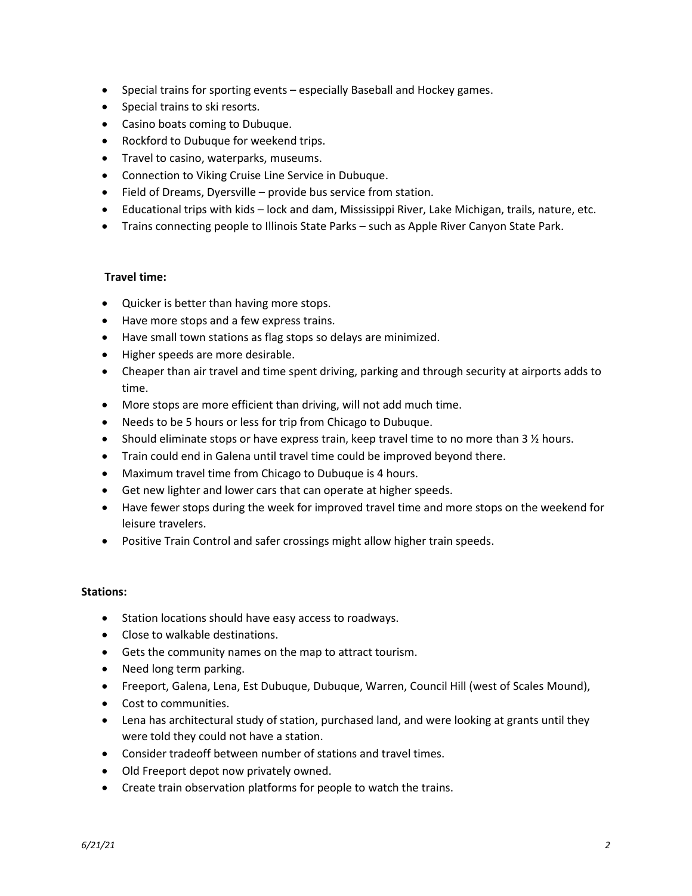- Special trains for sporting events – especially Baseball and Hockey games.
- Special trains to ski resorts.
- Casino boats coming to Dubuque.
- Rockford to Dubuque for weekend trips.
- Travel to casino, waterparks, museums.
- Connection to Viking Cruise Line Service in Dubuque.
- Field of Dreams, Dyersville – provide bus service from station.
- Educational trips with kids – lock and dam, Mississippi River, Lake Michigan, trails, nature, etc.
- Trains connecting people to Illinois State Parks – such as Apple River Canyon State Park.

**Travel time:**

- Quicker is better than having more stops.
- Have more stops and a few express trains.
- Have small town stations as flag stops so delays are minimized.
- Higher speeds are more desirable.
- Cheaper than air travel and time spent driving, parking and through security at airports adds to time.
- More stops are more efficient than driving, will not add much time.
- Needs to be 5 hours or less for trip from Chicago to Dubuque.
- Should eliminate stops or have express train, keep travel time to no more than 3 ½ hours.
- Train could end in Galena until travel time could be improved beyond there.
- Maximum travel time from Chicago to Dubuque is 4 hours.
- Get new lighter and lower cars that can operate at higher speeds.
- Have fewer stops during the week for improved travel time and more stops on the weekend for leisure travelers.
- Positive Train Control and safer crossings might allow higher train speeds.

**Stations:**

- Station locations should have easy access to roadways.
- Close to walkable destinations.
- Gets the community names on the map to attract tourism.
- Need long term parking.
- Freeport, Galena, Lena, Est Dubuque, Dubuque, Warren, Council Hill (west of Scales Mound),
- Cost to communities.
- Lena has architectural study of station, purchased land, and were looking at grants until they were told they could not have a station.
- Consider tradeoff between number of stations and travel times.
- Old Freeport depot now privately owned.
- Create train observation platforms for people to watch the trains.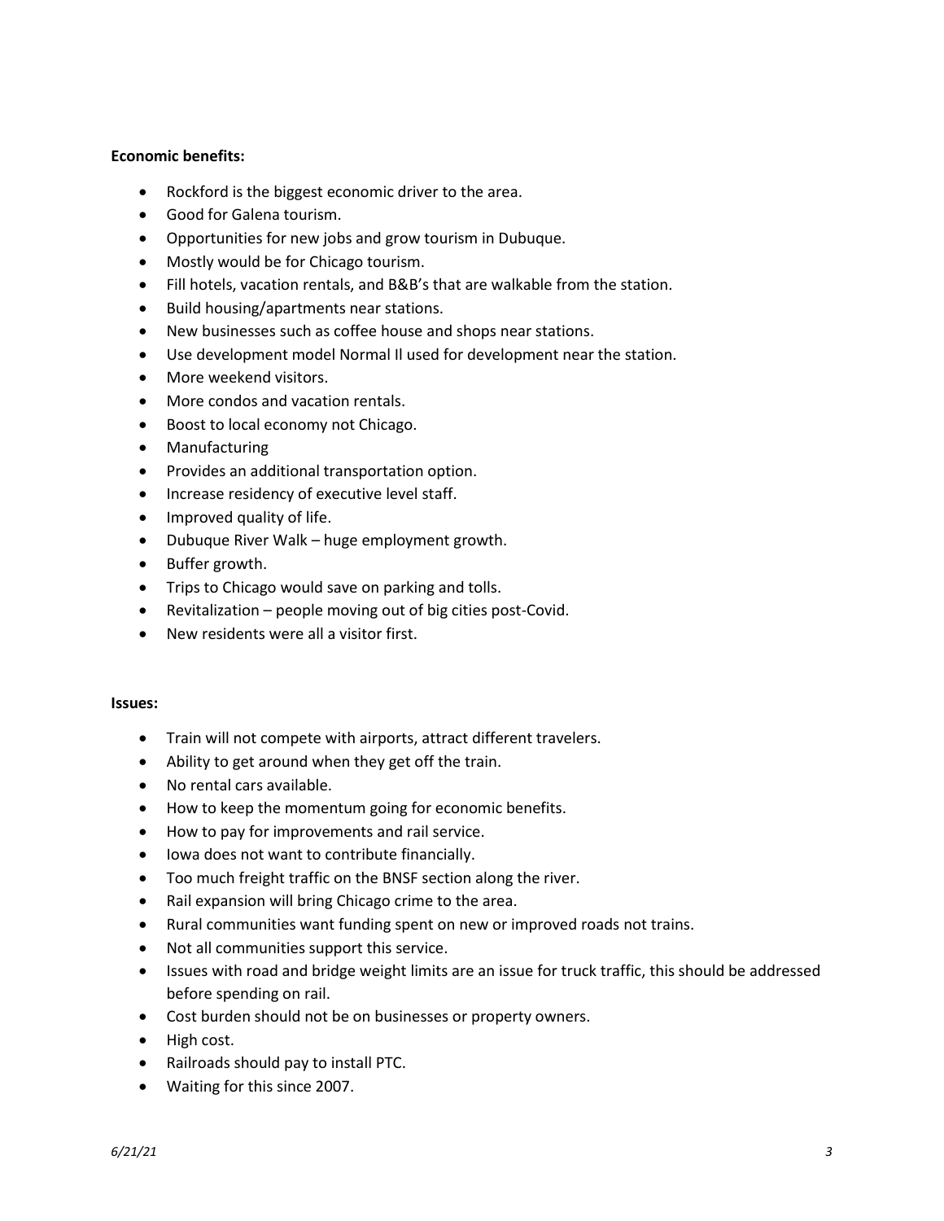**Economic benefits:**

- Rockford is the biggest economic driver to the area.
- Good for Galena tourism.
- Opportunities for new jobs and grow tourism in Dubuque.
- Mostly would be for Chicago tourism.
- Fill hotels, vacation rentals, and B&B's that are walkable from the station.
- Build housing/apartments near stations.
- New businesses such as coffee house and shops near stations.
- Use development model Normal Il used for development near the station.
- More weekend visitors.
- More condos and vacation rentals.
- Boost to local economy not Chicago.
- Manufacturing
- Provides an additional transportation option.
- Increase residency of executive level staff.
- Improved quality of life.
- Dubuque River Walk – huge employment growth.
- Buffer growth.
- Trips to Chicago would save on parking and tolls.
- Revitalization – people moving out of big cities post-Covid.
- New residents were all a visitor first.

**Issues:**

- Train will not compete with airports, attract different travelers.
- Ability to get around when they get off the train.
- No rental cars available.
- How to keep the momentum going for economic benefits.
- How to pay for improvements and rail service.
- Iowa does not want to contribute financially.
- Too much freight traffic on the BNSF section along the river.
- Rail expansion will bring Chicago crime to the area.
- Rural communities want funding spent on new or improved roads not trains.
- Not all communities support this service.
- Issues with road and bridge weight limits are an issue for truck traffic, this should be addressed before spending on rail.
- Cost burden should not be on businesses or property owners.
- High cost.
- Railroads should pay to install PTC.
- Waiting for this since 2007.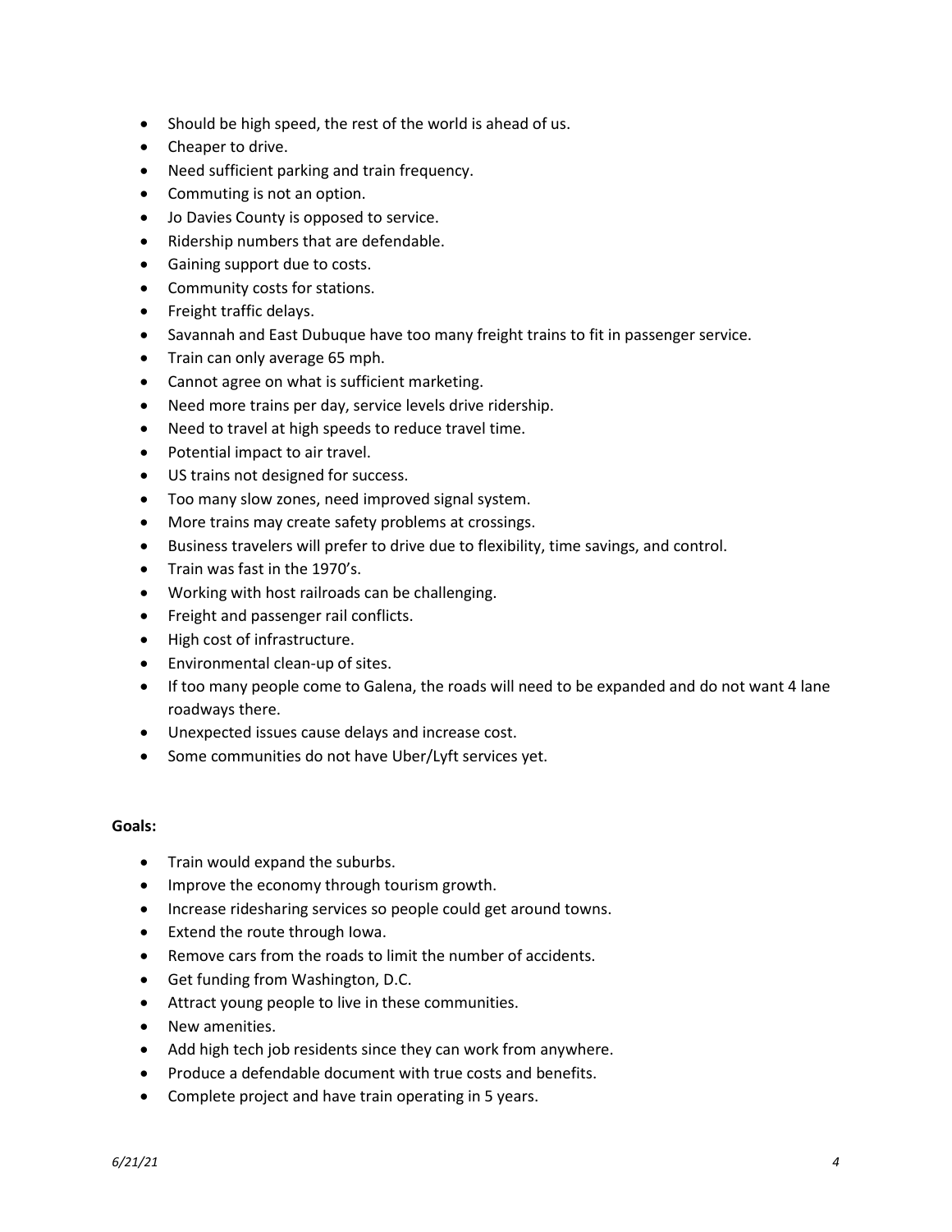- Should be high speed, the rest of the world is ahead of us.
- Cheaper to drive.
- Need sufficient parking and train frequency.
- Commuting is not an option.
- Jo Davies County is opposed to service.
- Ridership numbers that are defendable.
- Gaining support due to costs.
- Community costs for stations.
- Freight traffic delays.
- Savannah and East Dubuque have too many freight trains to fit in passenger service.
- Train can only average 65 mph.
- Cannot agree on what is sufficient marketing.
- Need more trains per day, service levels drive ridership.
- Need to travel at high speeds to reduce travel time.
- Potential impact to air travel.
- US trains not designed for success.
- Too many slow zones, need improved signal system.
- More trains may create safety problems at crossings.
- Business travelers will prefer to drive due to flexibility, time savings, and control.
- Train was fast in the 1970's.
- Working with host railroads can be challenging.
- Freight and passenger rail conflicts.
- High cost of infrastructure.
- Environmental clean-up of sites.
- If too many people come to Galena, the roads will need to be expanded and do not want 4 lane roadways there.
- Unexpected issues cause delays and increase cost.
- Some communities do not have Uber/Lyft services yet.

**Goals:**

- Train would expand the suburbs.
- Improve the economy through tourism growth.
- Increase ridesharing services so people could get around towns.
- Extend the route through Iowa.
- Remove cars from the roads to limit the number of accidents.
- Get funding from Washington, D.C.
- Attract young people to live in these communities.
- New amenities.
- Add high tech job residents since they can work from anywhere.
- Produce a defendable document with true costs and benefits.
- Complete project and have train operating in 5 years.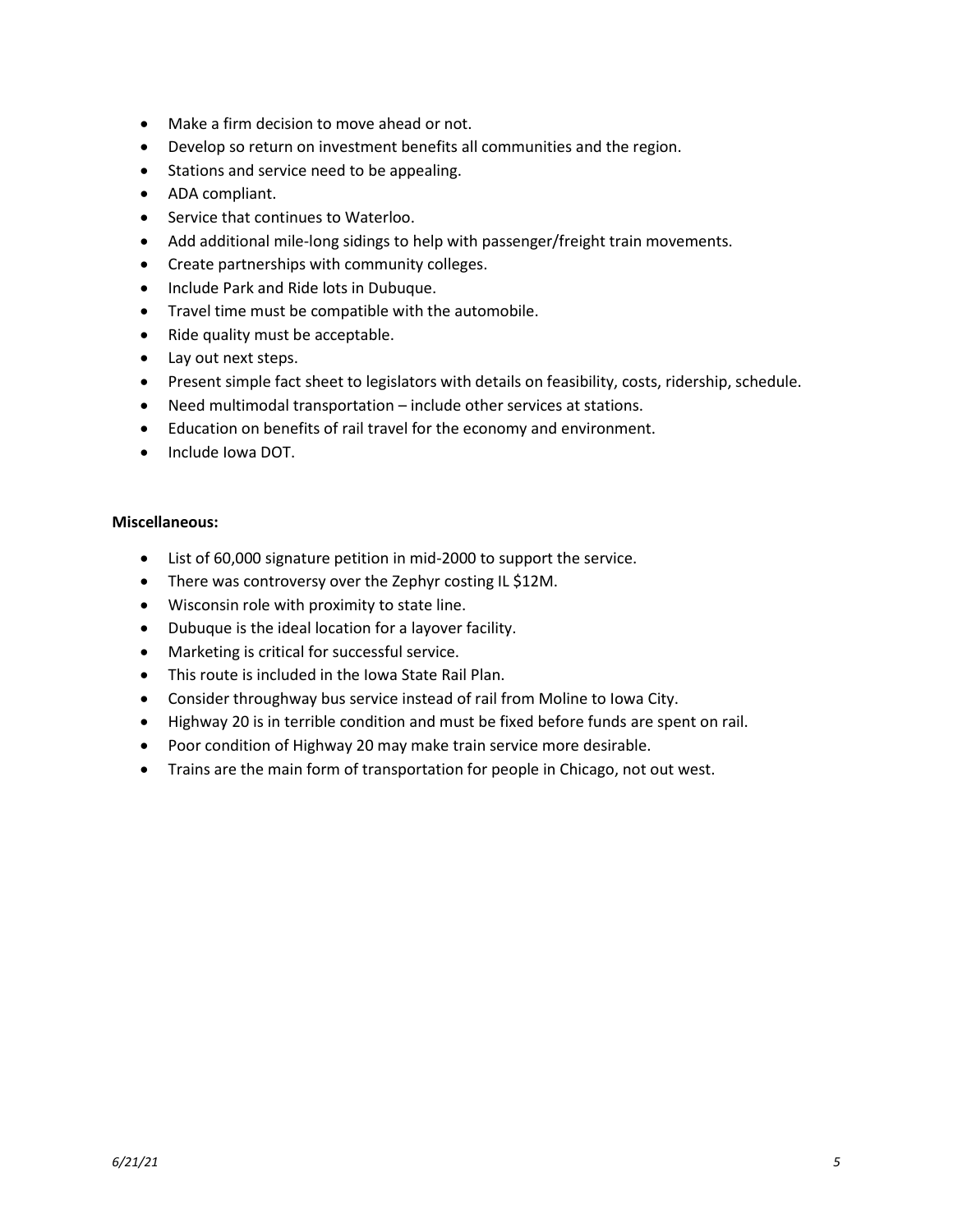- Make a firm decision to move ahead or not.
- Develop so return on investment benefits all communities and the region.
- Stations and service need to be appealing.
- ADA compliant.
- Service that continues to Waterloo.
- Add additional mile-long sidings to help with passenger/freight train movements.
- Create partnerships with community colleges.
- Include Park and Ride lots in Dubuque.
- Travel time must be compatible with the automobile.
- Ride quality must be acceptable.
- Lay out next steps.
- Present simple fact sheet to legislators with details on feasibility, costs, ridership, schedule.
- Need multimodal transportation – include other services at stations.
- Education on benefits of rail travel for the economy and environment.
- Include Iowa DOT.

**Miscellaneous:**

- List of 60,000 signature petition in mid-2000 to support the service.
- There was controversy over the Zephyr costing IL $12M.
- Wisconsin role with proximity to state line.
- Dubuque is the ideal location for a layover facility.
- Marketing is critical for successful service.
- This route is included in the Iowa State Rail Plan.
- Consider throughway bus service instead of rail from Moline to Iowa City.
- Highway 20 is in terrible condition and must be fixed before funds are spent on rail.
- Poor condition of Highway 20 may make train service more desirable.
- Trains are the main form of transportation for people in Chicago, not out west.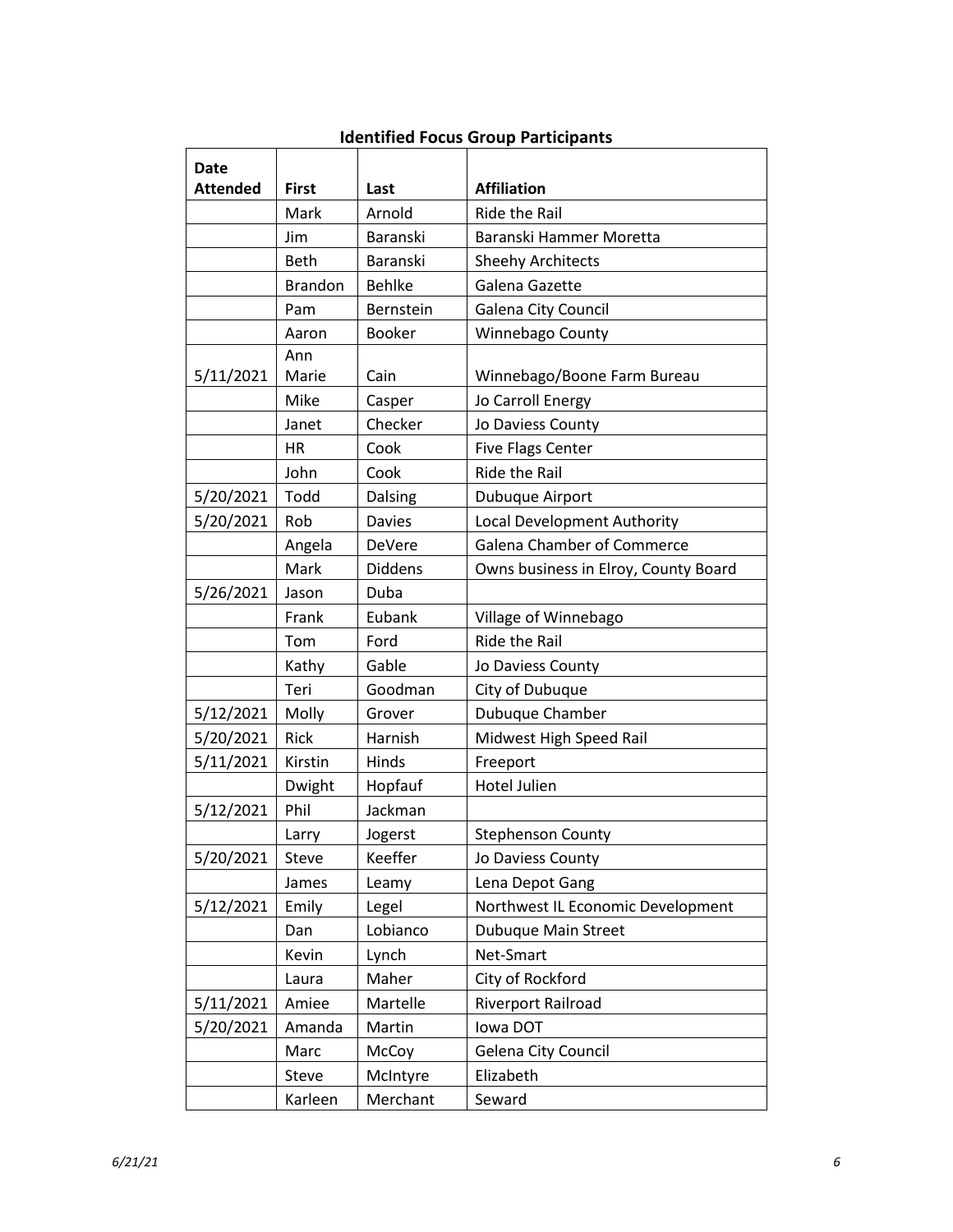**Identified Focus Group Participants**

| Date Attended | First | Last | Affiliation |
|---|---|---|---|
| | Mark | Arnold | Ride the Rail |
| | Jim | Baranski | Baranski Hammer Moretta |
| | Beth | Baranski | Sheehy Architects |
| | Brandon | Behlke | Galena Gazette |
| | Pam | Bernstein | Galena City Council |
| | Aaron | Booker | Winnebago County |
| 5/11/2021 | Ann Marie | Cain | Winnebago/Boone Farm Bureau |
| | Mike | Casper | Jo Carroll Energy |
| | Janet | Checker | Jo Daviess County |
| | HR | Cook | Five Flags Center |
| | John | Cook | Ride the Rail |
| 5/20/2021 | Todd | Dalsing | Dubuque Airport |
| 5/20/2021 | Rob | Davies | Local Development Authority |
| | Angela | DeVere | Galena Chamber of Commerce |
| | Mark | Diddens | Owns business in Elroy, County Board |
| 5/26/2021 | Jason | Duba | |
| | Frank | Eubank | Village of Winnebago |
| | Tom | Ford | Ride the Rail |
| | Kathy | Gable | Jo Daviess County |
| | Teri | Goodman | City of Dubuque |
| 5/12/2021 | Molly | Grover | Dubuque Chamber |
| 5/20/2021 | Rick | Harnish | Midwest High Speed Rail |
| 5/11/2021 | Kirstin | Hinds | Freeport |
| | Dwight | Hopfauf | Hotel Julien |
| 5/12/2021 | Phil | Jackman | |
| | Larry | Jogerst | Stephenson County |
| 5/20/2021 | Steve | Keeffer | Jo Daviess County |
| | James | Leamy | Lena Depot Gang |
| 5/12/2021 | Emily | Legel | Northwest IL Economic Development |
| | Dan | Lobianco | Dubuque Main Street |
| | Kevin | Lynch | Net-Smart |
| | Laura | Maher | City of Rockford |
| 5/11/2021 | Amiee | Martelle | Riverport Railroad |
| 5/20/2021 | Amanda | Martin | Iowa DOT |
| | Marc | McCoy | Gelena City Council |
| | Steve | McIntyre | Elizabeth |
| | Karleen | Merchant | Seward |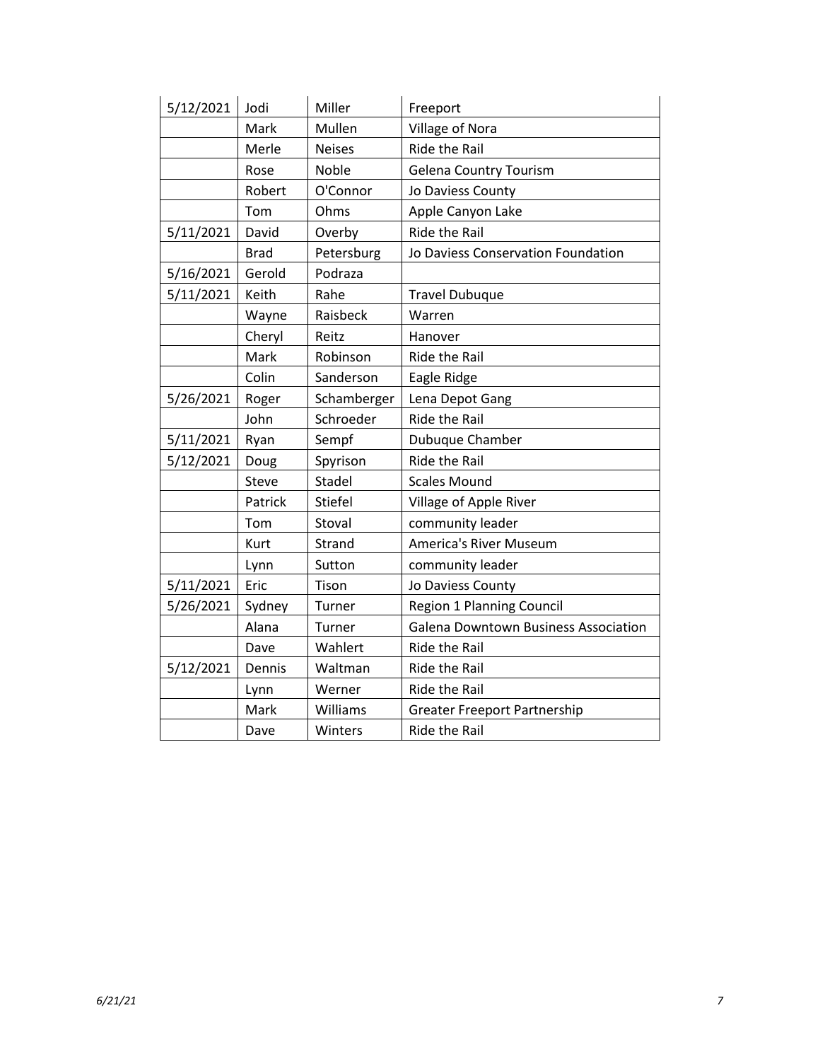| 5/12/2021 | Jodi | Miller | Freeport |
|---|---|---|---|
| | Mark | Mullen | Village of Nora |
| | Merle | Neises | Ride the Rail |
| | Rose | Noble | Gelena Country Tourism |
| | Robert | O'Connor | Jo Daviess County |
| | Tom | Ohms | Apple Canyon Lake |
| 5/11/2021 | David | Overby | Ride the Rail |
| | Brad | Petersburg | Jo Daviess Conservation Foundation |
| 5/16/2021 | Gerold | Podraza | |
| 5/11/2021 | Keith | Rahe | Travel Dubuque |
| | Wayne | Raisbeck | Warren |
| | Cheryl | Reitz | Hanover |
| | Mark | Robinson | Ride the Rail |
| | Colin | Sanderson | Eagle Ridge |
| 5/26/2021 | Roger | Schamberger | Lena Depot Gang |
| | John | Schroeder | Ride the Rail |
| 5/11/2021 | Ryan | Sempf | Dubuque Chamber |
| 5/12/2021 | Doug | Spyrison | Ride the Rail |
| | Steve | Stadel | Scales Mound |
| | Patrick | Stiefel | Village of Apple River |
| | Tom | Stoval | community leader |
| | Kurt | Strand | America's River Museum |
| | Lynn | Sutton | community leader |
| 5/11/2021 | Eric | Tison | Jo Daviess County |
| 5/26/2021 | Sydney | Turner | Region 1 Planning Council |
| | Alana | Turner | Galena Downtown Business Association |
| | Dave | Wahlert | Ride the Rail |
| 5/12/2021 | Dennis | Waltman | Ride the Rail |
| | Lynn | Werner | Ride the Rail |
| | Mark | Williams | Greater Freeport Partnership |
| | Dave | Winters | Ride the Rail |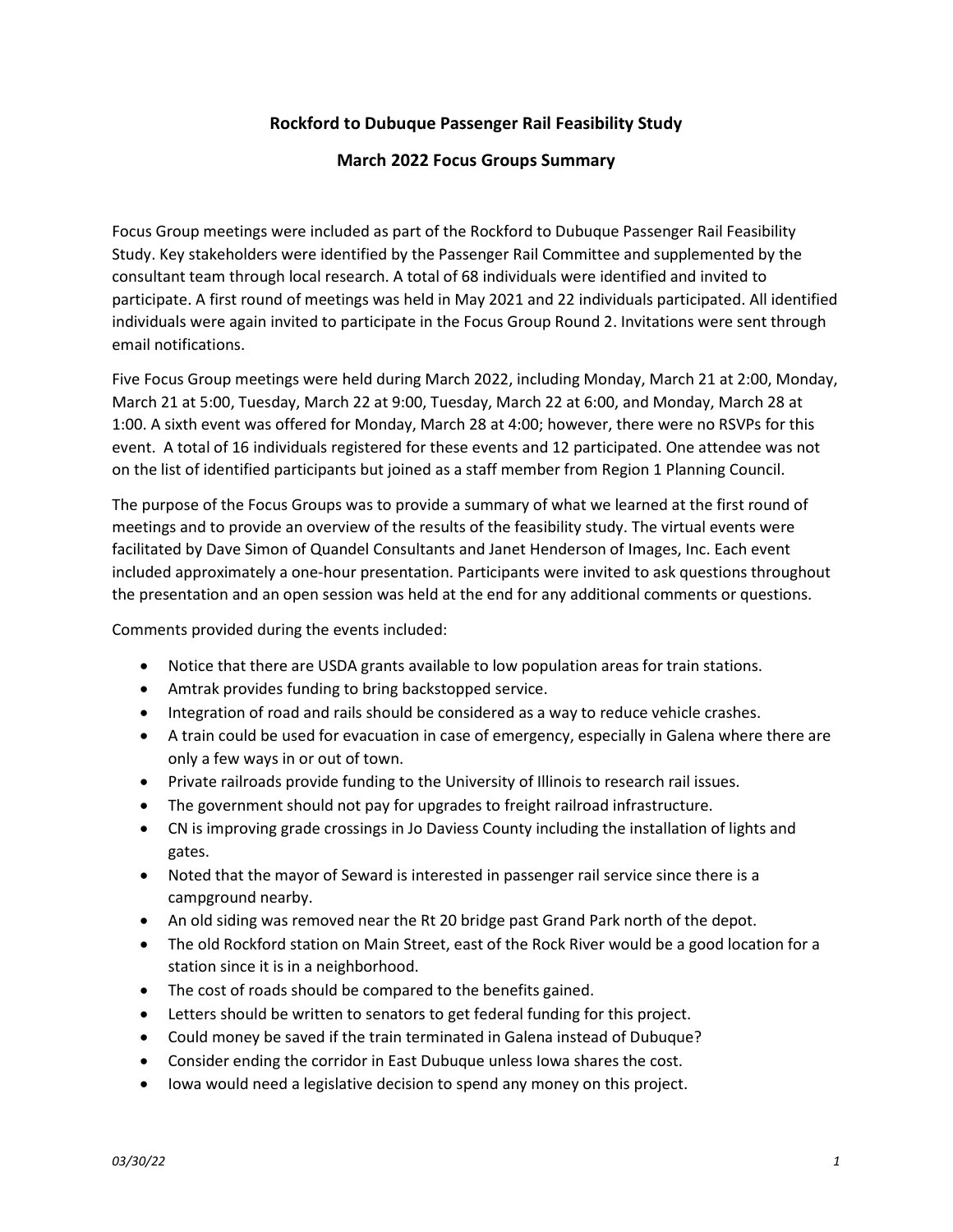# Rockford to Dubuque Passenger Rail Feasibility Study

## March 2022 Focus Groups Summary

Focus Group meetings were included as part of the Rockford to Dubuque Passenger Rail Feasibility Study. Key stakeholders were identified by the Passenger Rail Committee and supplemented by the consultant team through local research. A total of 68 individuals were identified and invited to participate. A first round of meetings was held in May 2021 and 22 individuals participated. All identified individuals were again invited to participate in the Focus Group Round 2. Invitations were sent through email notifications.

Five Focus Group meetings were held during March 2022, including Monday, March 21 at 2:00, Monday, March 21 at 5:00, Tuesday, March 22 at 9:00, Tuesday, March 22 at 6:00, and Monday, March 28 at 1:00. A sixth event was offered for Monday, March 28 at 4:00; however, there were no RSVPs for this event. A total of 16 individuals registered for these events and 12 participated. One attendee was not on the list of identified participants but joined as a staff member from Region 1 Planning Council.

The purpose of the Focus Groups was to provide a summary of what we learned at the first round of meetings and to provide an overview of the results of the feasibility study. The virtual events were facilitated by Dave Simon of Quandel Consultants and Janet Henderson of Images, Inc. Each event included approximately a one-hour presentation. Participants were invited to ask questions throughout the presentation and an open session was held at the end for any additional comments or questions.

Comments provided during the events included:

- Notice that there are USDA grants available to low population areas for train stations.
- Amtrak provides funding to bring backstopped service.
- Integration of road and rails should be considered as a way to reduce vehicle crashes.
- A train could be used for evacuation in case of emergency, especially in Galena where there are only a few ways in or out of town.
- Private railroads provide funding to the University of Illinois to research rail issues.
- The government should not pay for upgrades to freight railroad infrastructure.
- CN is improving grade crossings in Jo Daviess County including the installation of lights and gates.
- Noted that the mayor of Seward is interested in passenger rail service since there is a campground nearby.
- An old siding was removed near the Rt 20 bridge past Grand Park north of the depot.
- The old Rockford station on Main Street, east of the Rock River would be a good location for a station since it is in a neighborhood.
- The cost of roads should be compared to the benefits gained.
- Letters should be written to senators to get federal funding for this project.
- Could money be saved if the train terminated in Galena instead of Dubuque?
- Consider ending the corridor in East Dubuque unless Iowa shares the cost.
- Iowa would need a legislative decision to spend any money on this project.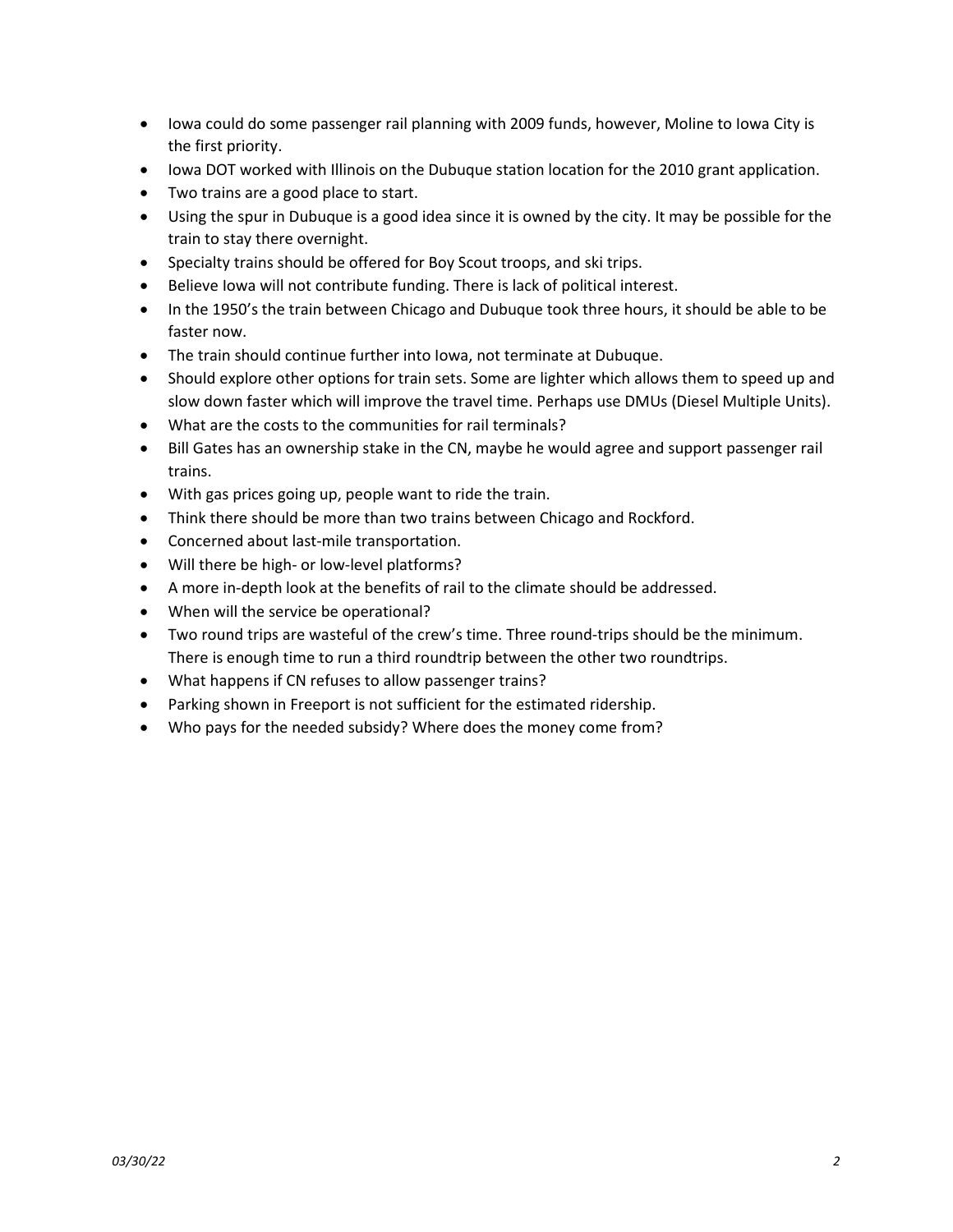- Iowa could do some passenger rail planning with 2009 funds, however, Moline to Iowa City is the first priority.
- Iowa DOT worked with Illinois on the Dubuque station location for the 2010 grant application.
- Two trains are a good place to start.
- Using the spur in Dubuque is a good idea since it is owned by the city. It may be possible for the train to stay there overnight.
- Specialty trains should be offered for Boy Scout troops, and ski trips.
- Believe Iowa will not contribute funding. There is lack of political interest.
- In the 1950's the train between Chicago and Dubuque took three hours, it should be able to be faster now.
- The train should continue further into Iowa, not terminate at Dubuque.
- Should explore other options for train sets. Some are lighter which allows them to speed up and slow down faster which will improve the travel time. Perhaps use DMUs (Diesel Multiple Units).
- What are the costs to the communities for rail terminals?
- Bill Gates has an ownership stake in the CN, maybe he would agree and support passenger rail trains.
- With gas prices going up, people want to ride the train.
- Think there should be more than two trains between Chicago and Rockford.
- Concerned about last-mile transportation.
- Will there be high- or low-level platforms?
- A more in-depth look at the benefits of rail to the climate should be addressed.
- When will the service be operational?
- Two round trips are wasteful of the crew's time. Three round-trips should be the minimum. There is enough time to run a third roundtrip between the other two roundtrips.
- What happens if CN refuses to allow passenger trains?
- Parking shown in Freeport is not sufficient for the estimated ridership.
- Who pays for the needed subsidy? Where does the money come from?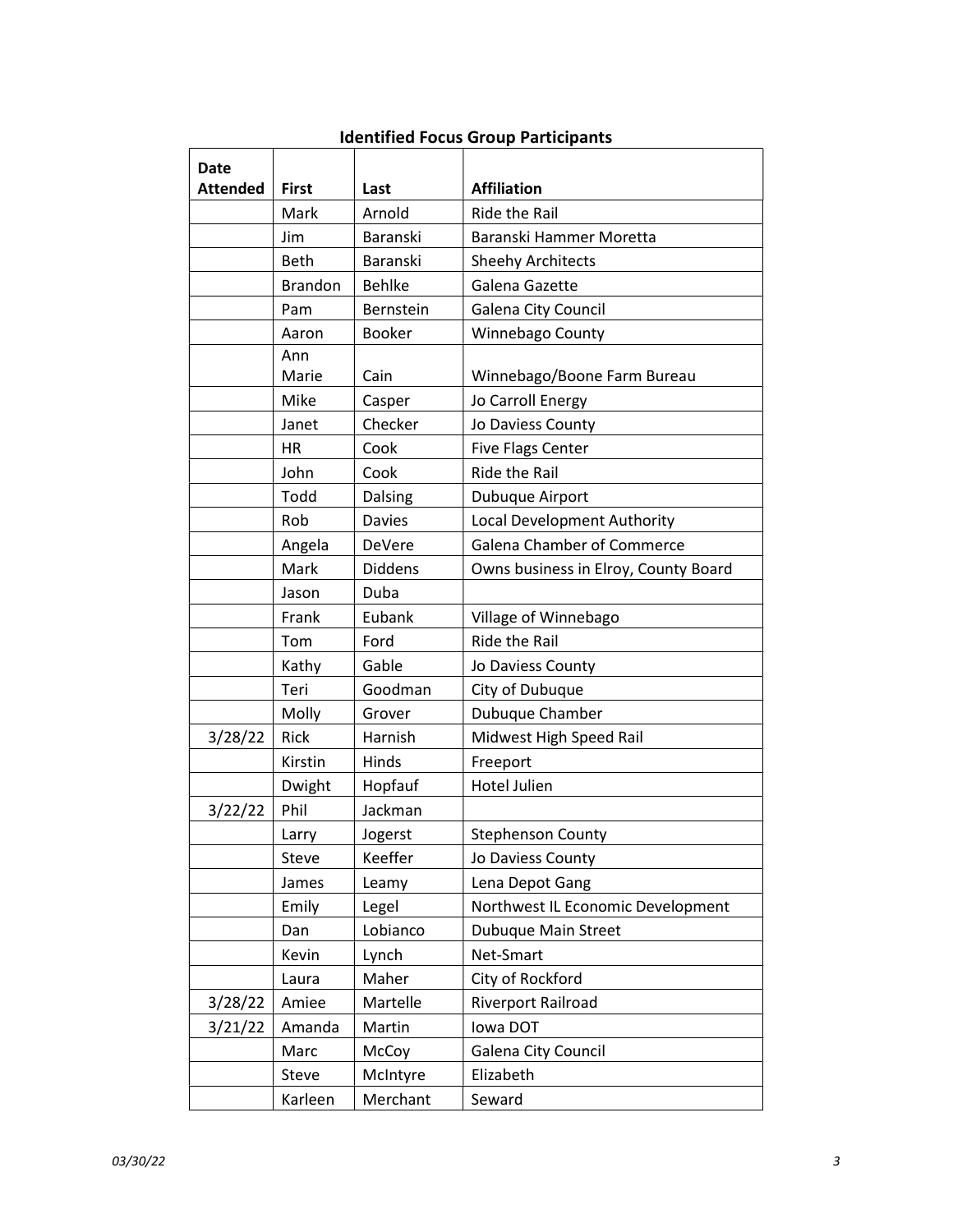**Identified Focus Group Participants**

| Date Attended | First | Last | Affiliation |
|---|---|---|---|
| | Mark | Arnold | Ride the Rail |
| | Jim | Baranski | Baranski Hammer Moretta |
| | Beth | Baranski | Sheehy Architects |
| | Brandon | Behlke | Galena Gazette |
| | Pam | Bernstein | Galena City Council |
| | Aaron | Booker | Winnebago County |
| | Ann Marie | Cain | Winnebago/Boone Farm Bureau |
| | Mike | Casper | Jo Carroll Energy |
| | Janet | Checker | Jo Daviess County |
| | HR | Cook | Five Flags Center |
| | John | Cook | Ride the Rail |
| | Todd | Dalsing | Dubuque Airport |
| | Rob | Davies | Local Development Authority |
| | Angela | DeVere | Galena Chamber of Commerce |
| | Mark | Diddens | Owns business in Elroy, County Board |
| | Jason | Duba | |
| | Frank | Eubank | Village of Winnebago |
| | Tom | Ford | Ride the Rail |
| | Kathy | Gable | Jo Daviess County |
| | Teri | Goodman | City of Dubuque |
| | Molly | Grover | Dubuque Chamber |
| 3/28/22 | Rick | Harnish | Midwest High Speed Rail |
| | Kirstin | Hinds | Freeport |
| | Dwight | Hopfauf | Hotel Julien |
| 3/22/22 | Phil | Jackman | |
| | Larry | Jogerst | Stephenson County |
| | Steve | Keeffer | Jo Daviess County |
| | James | Leamy | Lena Depot Gang |
| | Emily | Legel | Northwest IL Economic Development |
| | Dan | Lobianco | Dubuque Main Street |
| | Kevin | Lynch | Net-Smart |
| | Laura | Maher | City of Rockford |
| 3/28/22 | Amiee | Martelle | Riverport Railroad |
| 3/21/22 | Amanda | Martin | Iowa DOT |
| | Marc | McCoy | Galena City Council |
| | Steve | McIntyre | Elizabeth |
| | Karleen | Merchant | Seward |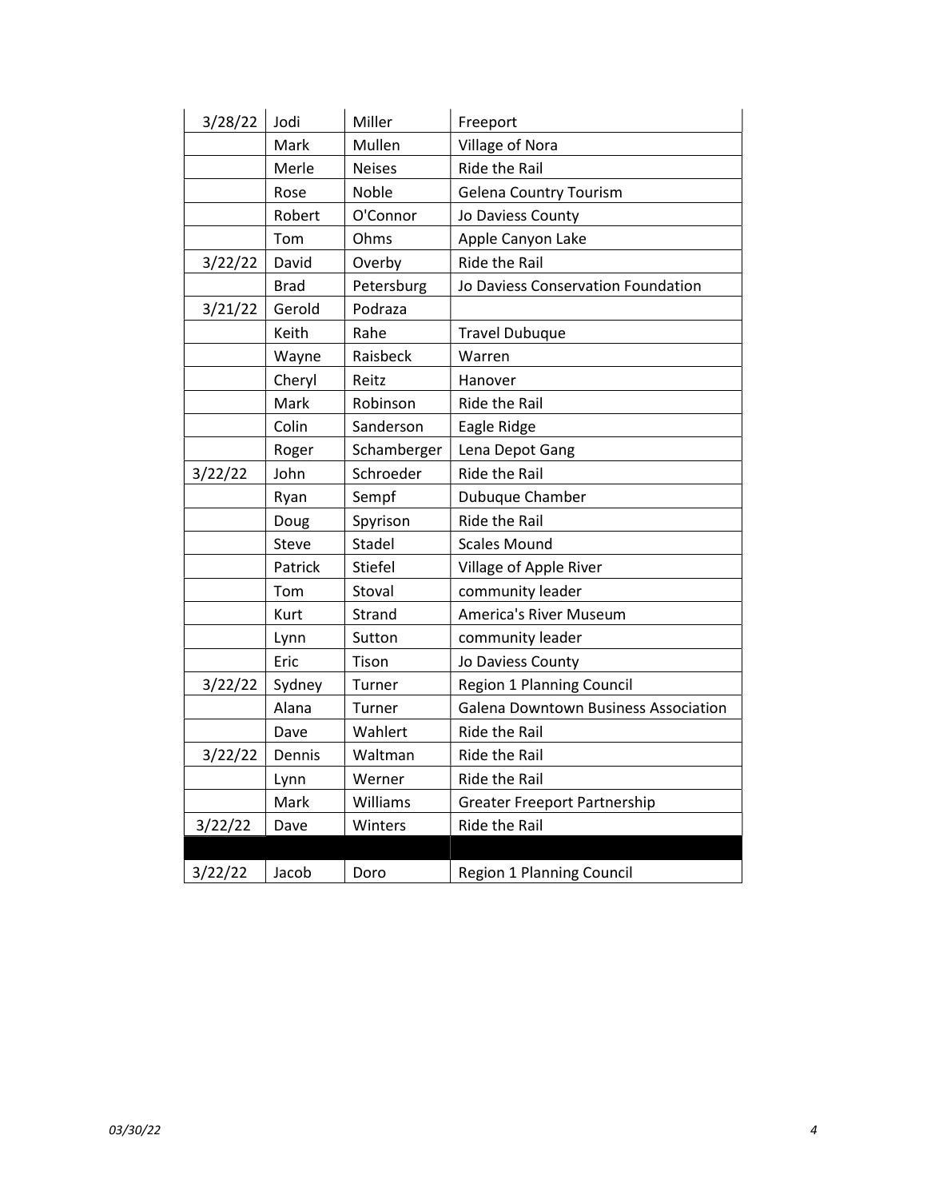| | | | |
|---|---|---|---|
| 3/28/22 | Jodi | Miller | Freeport |
| | Mark | Mullen | Village of Nora |
| | Merle | Neises | Ride the Rail |
| | Rose | Noble | Gelena Country Tourism |
| | Robert | O'Connor | Jo Daviess County |
| | Tom | Ohms | Apple Canyon Lake |
| 3/22/22 | David | Overby | Ride the Rail |
| | Brad | Petersburg | Jo Daviess Conservation Foundation |
| 3/21/22 | Gerold | Podraza | |
| | Keith | Rahe | Travel Dubuque |
| | Wayne | Raisbeck | Warren |
| | Cheryl | Reitz | Hanover |
| | Mark | Robinson | Ride the Rail |
| | Colin | Sanderson | Eagle Ridge |
| | Roger | Schamberger | Lena Depot Gang |
| 3/22/22 | John | Schroeder | Ride the Rail |
| | Ryan | Sempf | Dubuque Chamber |
| | Doug | Spyrison | Ride the Rail |
| | Steve | Stadel | Scales Mound |
| | Patrick | Stiefel | Village of Apple River |
| | Tom | Stoval | community leader |
| | Kurt | Strand | America's River Museum |
| | Lynn | Sutton | community leader |
| | Eric | Tison | Jo Daviess County |
| 3/22/22 | Sydney | Turner | Region 1 Planning Council |
| | Alana | Turner | Galena Downtown Business Association |
| | Dave | Wahlert | Ride the Rail |
| 3/22/22 | Dennis | Waltman | Ride the Rail |
| | Lynn | Werner | Ride the Rail |
| | Mark | Williams | Greater Freeport Partnership |
| 3/22/22 | Dave | Winters | Ride the Rail |
| | | | |
| 3/22/22 | Jacob | Doro | Region 1 Planning Council |